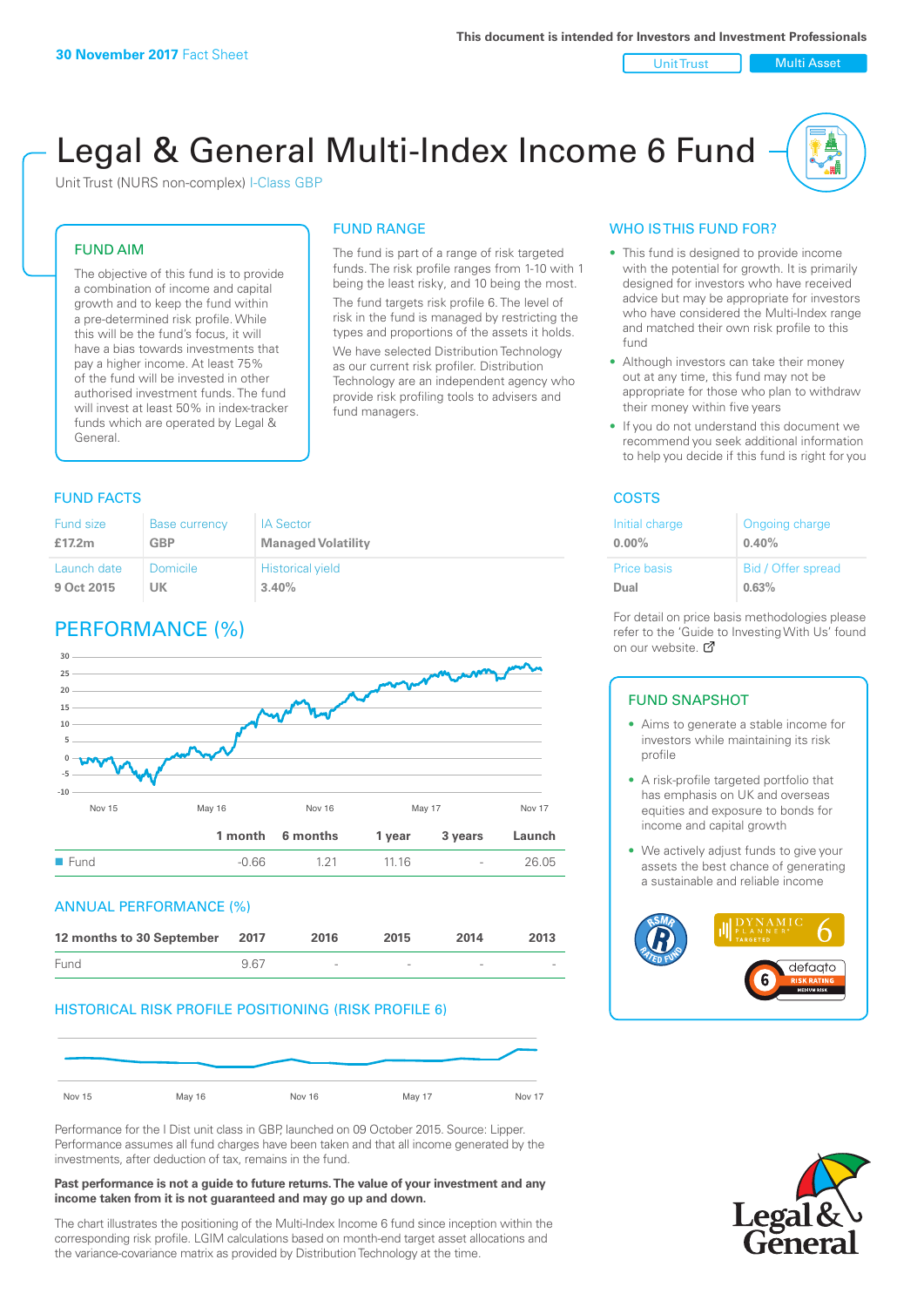**30 November 2017** Fact Sheet

This document is intended for Investors and Investment Professionals

Unit Trust | Multi Asset

# Legal & General Multi-Index Income 6 Fund

Unit Trust (NURS non-complex) I-Class GBP

## FUND AIM

The objective of this fund is to provide a combination of income and capital growth and to keep the fund within a pre-determined risk profile. While this will be the fund's focus, it will have a bias towards investments that pay a higher income. At least 75% of the fund will be invested in other authorised investment funds. The fund will invest at least 50% in index-tracker funds which are operated by Legal & General.

## FUND RANGE

The fund is part of a range of risk targeted funds. The risk profile ranges from 1-10 with 1 being the least risky, and 10 being the most.

The fund targets risk profile 6. The level of risk in the fund is managed by restricting the types and proportions of the assets it holds.

We have selected Distribution Technology as our current risk profiler. Distribution Technology are an independent agency who provide risk profiling tools to advisers and fund managers.

## WHO IS THIS FUND FOR?

- This fund is designed to provide income with the potential for growth. It is primarily designed for investors who have received advice but may be appropriate for investors who have considered the Multi-Index range and matched their own risk profile to this fund
- Although investors can take their money out at any time, this fund may not be appropriate for those who plan to withdraw their money within five years
- If you do not understand this document we recommend you seek additional information to help you decide if this fund is right for you

## FUND FACTS

| Fund size | Base currency | IA Sector |
|---|---|---|
| **£17.2m** | **GBP** | **Managed Volatility** |
| **Launch date** | **Domicile** | **Historical yield** |
| **9 Oct 2015** | **UK** | **3.40%** |

## COSTS

| Initial charge | Ongoing charge |
|---|---|
| **0.00%** | **0.40%** |
| **Price basis** | **Bid / Offer spread** |
| **Dual** | **0.63%** |

For detail on price basis methodologies please refer to the 'Guide to Investing With Us' found on our website.

## PERFORMANCE (%)

| | 1 month | 6 months | 1 year | 3 years | Launch |
|---|---|---|---|---|---|
| Fund | -0.66 | 1.21 | 11.16 | - | 26.05 |

## ANNUAL PERFORMANCE (%)

| 12 months to 30 September | 2017 | 2016 | 2015 | 2014 | 2013 |
|---|---|---|---|---|---|
| Fund | 9.67 | - | - | - | - |

## HISTORICAL RISK PROFILE POSITIONING (RISK PROFILE 6)

Performance for the I Dist unit class in GBP, launched on 09 October 2015. Source: Lipper. Performance assumes all fund charges have been taken and that all income generated by the investments, after deduction of tax, remains in the fund.

**Past performance is not a guide to future returns. The value of your investment and any income taken from it is not guaranteed and may go up and down.**

The chart illustrates the positioning of the Multi-Index Income 6 fund since inception within the corresponding risk profile. LGIM calculations based on month-end target asset allocations and the variance-covariance matrix as provided by Distribution Technology at the time.

## FUND SNAPSHOT

- Aims to generate a stable income for investors while maintaining its risk profile
- A risk-profile targeted portfolio that has emphasis on UK and overseas equities and exposure to bonds for income and capital growth
- We actively adjust funds to give your assets the best chance of generating a sustainable and reliable income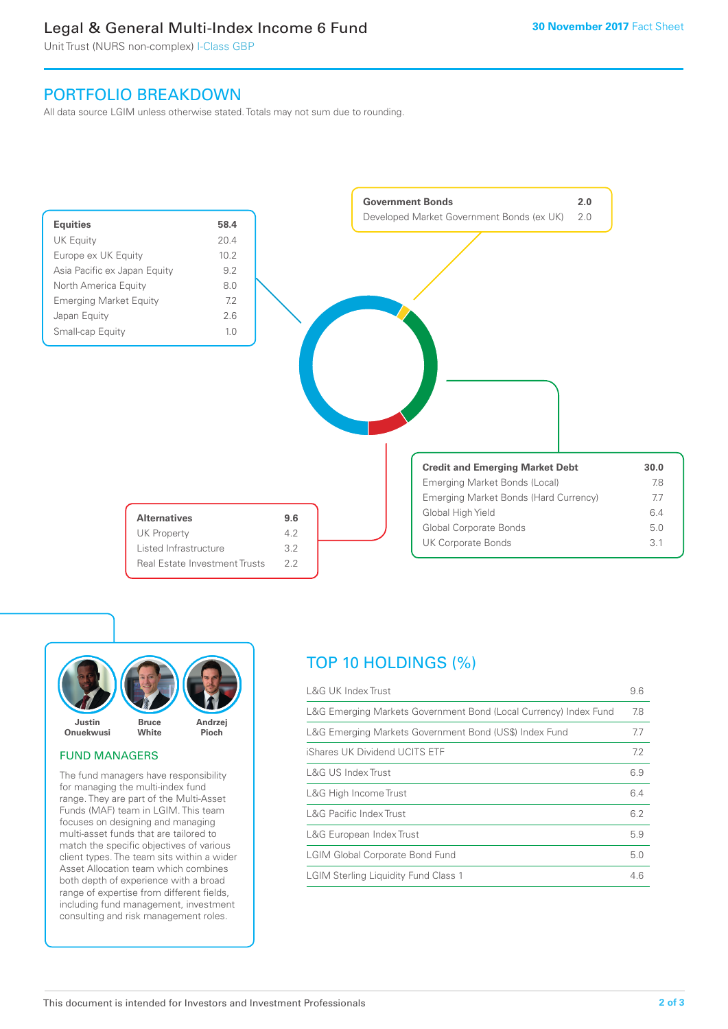# Legal & General Multi-Index Income 6 Fund

Unit Trust (NURS non-complex) I-Class GBP

30 November 2017 Fact Sheet

## PORTFOLIO BREAKDOWN

All data source LGIM unless otherwise stated. Totals may not sum due to rounding.

| Equities | 58.4 |
|---|---|
| UK Equity | 20.4 |
| Europe ex UK Equity | 10.2 |
| Asia Pacific ex Japan Equity | 9.2 |
| North America Equity | 8.0 |
| Emerging Market Equity | 7.2 |
| Japan Equity | 2.6 |
| Small-cap Equity | 1.0 |

| Government Bonds | 2.0 |
|---|---|
| Developed Market Government Bonds (ex UK) | 2.0 |

| Credit and Emerging Market Debt | 30.0 |
|---|---|
| Emerging Market Bonds (Local) | 7.8 |
| Emerging Market Bonds (Hard Currency) | 7.7 |
| Global High Yield | 6.4 |
| Global Corporate Bonds | 5.0 |
| UK Corporate Bonds | 3.1 |

| Alternatives | 9.6 |
|---|---|
| UK Property | 4.2 |
| Listed Infrastructure | 3.2 |
| Real Estate Investment Trusts | 2.2 |

Justin Onuekwusi, Bruce White, Andrzej Pioch

### FUND MANAGERS

The fund managers have responsibility for managing the multi-index fund range. They are part of the Multi-Asset Funds (MAF) team in LGIM. This team focuses on designing and managing multi-asset funds that are tailored to match the specific objectives of various client types. The team sits within a wider Asset Allocation team which combines both depth of experience with a broad range of expertise from different fields, including fund management, investment consulting and risk management roles.

## TOP 10 HOLDINGS (%)

| Holding | % |
|---|---|
| L&G UK Index Trust | 9.6 |
| L&G Emerging Markets Government Bond (Local Currency) Index Fund | 7.8 |
| L&G Emerging Markets Government Bond (US$) Index Fund | 7.7 |
| iShares UK Dividend UCITS ETF | 7.2 |
| L&G US Index Trust | 6.9 |
| L&G High Income Trust | 6.4 |
| L&G Pacific Index Trust | 6.2 |
| L&G European Index Trust | 5.9 |
| LGIM Global Corporate Bond Fund | 5.0 |
| LGIM Sterling Liquidity Fund Class 1 | 4.6 |

This document is intended for Investors and Investment Professionals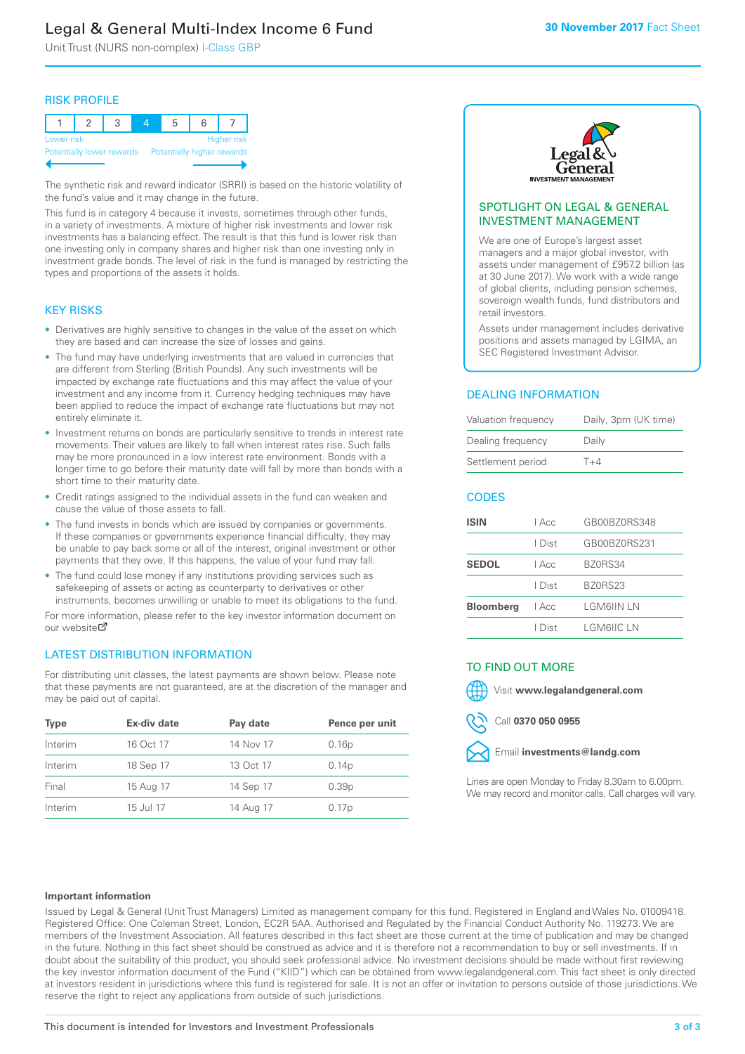# Legal & General Multi-Index Income 6 Fund

Unit Trust (NURS non-complex) I-Class GBP

**30 November 2017** Fact Sheet

## RISK PROFILE

| 1 | 2 | 3 | 4 | 5 | 6 | 7 |
|---|---|---|---|---|---|---|

Lower risk — Higher risk

Potentially lower rewards — Potentially higher rewards

The synthetic risk and reward indicator (SRRI) is based on the historic volatility of the fund's value and it may change in the future.

This fund is in category 4 because it invests, sometimes through other funds, in a variety of investments. A mixture of higher risk investments and lower risk investments has a balancing effect. The result is that this fund is lower risk than one investing only in company shares and higher risk than one investing only in investment grade bonds. The level of risk in the fund is managed by restricting the types and proportions of the assets it holds.

## KEY RISKS

- Derivatives are highly sensitive to changes in the value of the asset on which they are based and can increase the size of losses and gains.
- The fund may have underlying investments that are valued in currencies that are different from Sterling (British Pounds). Any such investments will be impacted by exchange rate fluctuations and this may affect the value of your investment and any income from it. Currency hedging techniques may have been applied to reduce the impact of exchange rate fluctuations but may not entirely eliminate it.
- Investment returns on bonds are particularly sensitive to trends in interest rate movements. Their values are likely to fall when interest rates rise. Such falls may be more pronounced in a low interest rate environment. Bonds with a longer time to go before their maturity date will fall by more than bonds with a short time to their maturity date.
- Credit ratings assigned to the individual assets in the fund can weaken and cause the value of those assets to fall.
- The fund invests in bonds which are issued by companies or governments. If these companies or governments experience financial difficulty, they may be unable to pay back some or all of the interest, original investment or other payments that they owe. If this happens, the value of your fund may fall.
- The fund could lose money if any institutions providing services such as safekeeping of assets or acting as counterparty to derivatives or other instruments, becomes unwilling or unable to meet its obligations to the fund.

For more information, please refer to the key investor information document on our website

## LATEST DISTRIBUTION INFORMATION

For distributing unit classes, the latest payments are shown below. Please note that these payments are not guaranteed, are at the discretion of the manager and may be paid out of capital.

| Type | Ex-div date | Pay date | Pence per unit |
|---|---|---|---|
| Interim | 16 Oct 17 | 14 Nov 17 | 0.16p |
| Interim | 18 Sep 17 | 13 Oct 17 | 0.14p |
| Final | 15 Aug 17 | 14 Sep 17 | 0.39p |
| Interim | 15 Jul 17 | 14 Aug 17 | 0.17p |

## SPOTLIGHT ON LEGAL & GENERAL INVESTMENT MANAGEMENT

We are one of Europe's largest asset managers and a major global investor, with assets under management of £957.2 billion (as at 30 June 2017). We work with a wide range of global clients, including pension schemes, sovereign wealth funds, fund distributors and retail investors.

Assets under management includes derivative positions and assets managed by LGIMA, an SEC Registered Investment Advisor.

## DEALING INFORMATION

| | |
|---|---|
| Valuation frequency | Daily, 3pm (UK time) |
| Dealing frequency | Daily |
| Settlement period | T+4 |

## CODES

| | | |
|---|---|---|
| **ISIN** | I Acc | GB00BZ0RS348 |
| | I Dist | GB00BZ0RS231 |
| **SEDOL** | I Acc | BZ0RS34 |
| | I Dist | BZ0RS23 |
| **Bloomberg** | I Acc | LGM6IIN LN |
| | I Dist | LGM6IIC LN |

## TO FIND OUT MORE

Visit **www.legalandgeneral.com**

Call **0370 050 0955**

Email **investments@landg.com**

Lines are open Monday to Friday 8.30am to 6.00pm. We may record and monitor calls. Call charges will vary.

**Important information**

Issued by Legal & General (Unit Trust Managers) Limited as management company for this fund. Registered in England and Wales No. 01009418. Registered Office: One Coleman Street, London, EC2R 5AA. Authorised and Regulated by the Financial Conduct Authority No. 119273. We are members of the Investment Association. All features described in this fact sheet are those current at the time of publication and may be changed in the future. Nothing in this fact sheet should be construed as advice and it is therefore not a recommendation to buy or sell investments. If in doubt about the suitability of this product, you should seek professional advice. No investment decisions should be made without first reviewing the key investor information document of the Fund ("KIID") which can be obtained from www.legalandgeneral.com. This fact sheet is only directed at investors resident in jurisdictions where this fund is registered for sale. It is not an offer or invitation to persons outside of those jurisdictions. We reserve the right to reject any applications from outside of such jurisdictions.

This document is intended for Investors and Investment Professionals